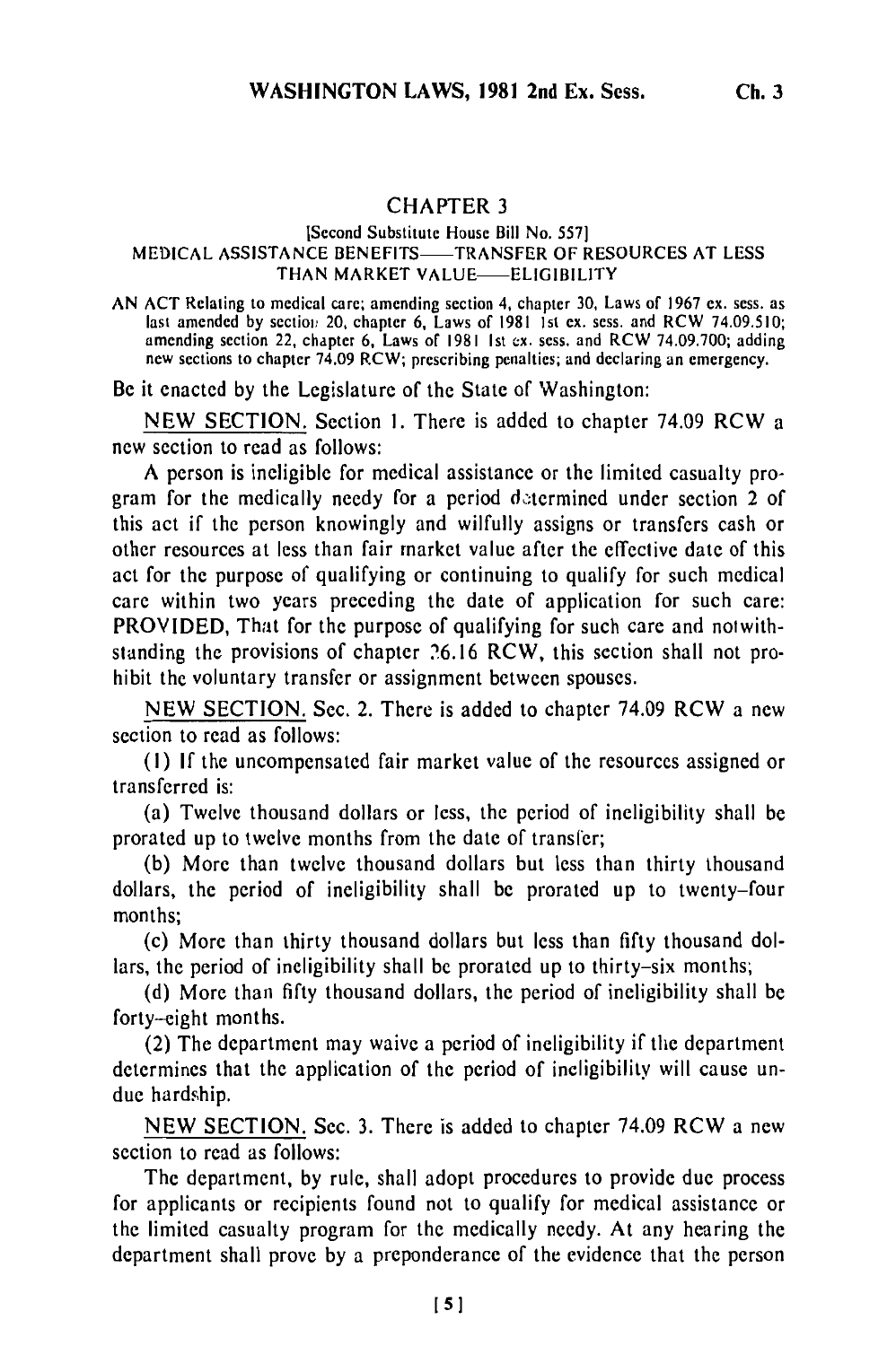## CHAPTER 3

[Second Substitute House Bill No. 557]

MEDICAL ASSISTANCE BENEFITS——TRANSFER OF RESOURCES AT LESS THAN MARKET VALUE——ELIGIBILITY

AN ACT Relating to medical care; amending section 4, chapter 30, Laws of 1967 ex. sess. as last amended by section 20, chapter 6, Laws of 1981 1st ex. sess. and RCW 74.09.510; amending section 22, chapter 6, Laws of 1981 1st ex. sess. and RCW 74.09.700; adding new sections to chapter 74.09 RCW; prescribing penalties; and declaring an emergency.

Be it enacted by the Legislature of the State of Washington:

NEW SECTION. Section 1. There is added to chapter 74.09 RCW a new section to read as follows:

A person is ineligible for medical assistance or the limited casualty program for the medically needy for a period determined under section 2 of this act if the person knowingly and wilfully assigns or transfers cash or other resources at less than fair market value after the effective date of this act for the purpose of qualifying or continuing to qualify for such medical care within two years preceding the date of application for such care: PROVIDED, That for the purpose of qualifying for such care and notwithstanding the provisions of chapter 26.16 RCW, this section shall not prohibit the voluntary transfer or assignment between spouses.

NEW SECTION. Sec. 2. There is added to chapter 74.09 RCW a new section to read as follows:

(1) If the uncompensated fair market value of the resources assigned or transferred is:

(a) Twelve thousand dollars or less, the period of ineligibility shall be prorated up to twelve months from the date of transfer;

(b) More than twelve thousand dollars but less than thirty thousand dollars, the period of ineligibility shall be prorated up to twenty-four months;

(c) More than thirty thousand dollars but less than fifty thousand dollars, the period of ineligibility shall be prorated up to thirty-six months;

(d) More than fifty thousand dollars, the period of ineligibility shall be forty-eight months.

(2) The department may waive a period of ineligibility if the department determines that the application of the period of ineligibility will cause undue hardship.

NEW SECTION. Sec. 3. There is added to chapter 74.09 RCW a new section to read as follows:

The department, by rule, shall adopt procedures to provide due process for applicants or recipients found not to qualify for medical assistance or the limited casualty program for the medically needy. At any hearing the department shall prove by a preponderance of the evidence that the person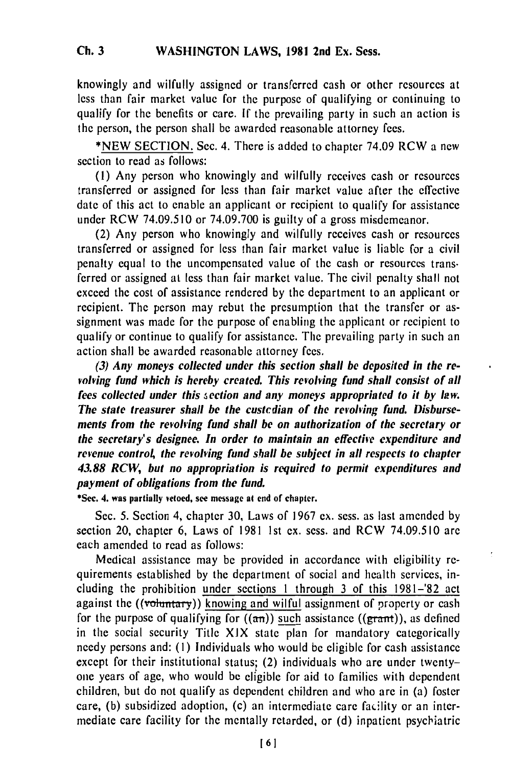knowingly and wilfully assigned or transferred cash or other resources at less than fair market value for the purpose of qualifying or continuing to qualify for the benefits or care. If the prevailing party in such an action is the person, the person shall be awarded reasonable attorney fees.

*NEW SECTION. Sec. 4. There is added to chapter 74.09 RCW a new section to read as follows:

(1) Any person who knowingly and wilfully receives cash or resources transferred or assigned for less than fair market value after the effective date of this act to enable an applicant or recipient to qualify for assistance under RCW 74.09.510 or 74.09.700 is guilty of a gross misdemeanor.

(2) Any person who knowingly and wilfully receives cash or resources transferred or assigned for less than fair market value is liable for a civil penalty equal to the uncompensated value of the cash or resources transferred or assigned at less than fair market value. The civil penalty shall not exceed the cost of assistance rendered by the department to an applicant or recipient. The person may rebut the presumption that the transfer or assignment was made for the purpose of enabling the applicant or recipient to qualify or continue to qualify for assistance. The prevailing party in such an action shall be awarded reasonable attorney fees.

*(3) Any moneys collected under this section shall be deposited in the revolving fund which is hereby created. This revolving fund shall consist of all fees collected under this section and any moneys appropriated to it by law. The state treasurer shall be the custodian of the revolving fund. Disbursements from the revolving fund shall be on authorization of the secretary or the secretary's designee. In order to maintain an effective expenditure and revenue control, the revolving fund shall be subject in all respects to chapter 43.88 RCW, but no appropriation is required to permit expenditures and payment of obligations from the fund.*

**\*Sec. 4. was partially vetoed, see message at end of chapter.**

Sec. 5. Section 4, chapter 30, Laws of 1967 ex. sess. as last amended by section 20, chapter 6, Laws of 1981 1st ex. sess. and RCW 74.09.510 are each amended to read as follows:

Medical assistance may be provided in accordance with eligibility requirements established by the department of social and health services, including the prohibition under sections 1 through 3 of this 1981–'82 act against the ((~~voluntary~~)) knowing and wilful assignment of property or cash for the purpose of qualifying for ((~~an~~)) such assistance ((~~grant~~)), as defined in the social security Title XIX state plan for mandatory categorically needy persons and: (1) Individuals who would be eligible for cash assistance except for their institutional status; (2) individuals who are under twenty-one years of age, who would be eligible for aid to families with dependent children, but do not qualify as dependent children and who are in (a) foster care, (b) subsidized adoption, (c) an intermediate care facility or an intermediate care facility for the mentally retarded, or (d) inpatient psychiatric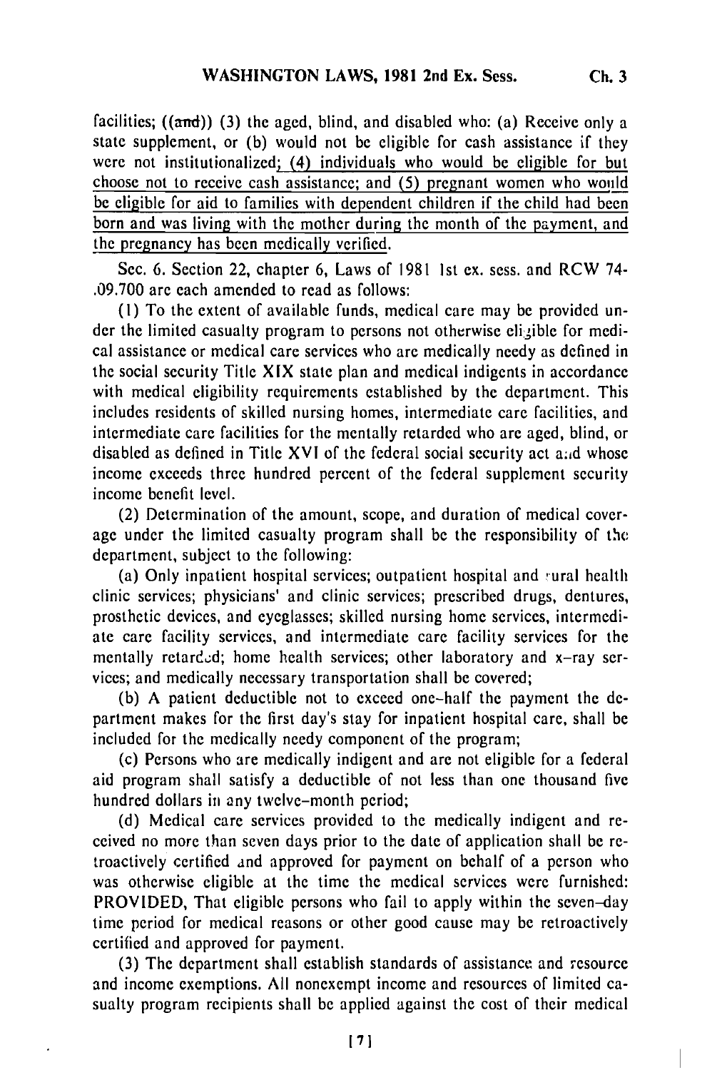facilities; ((and)) (3) the aged, blind, and disabled who: (a) Receive only a state supplement, or (b) would not be eligible for cash assistance if they were not institutionalized; (4) individuals who would be eligible for but choose not to receive cash assistance; and (5) pregnant women who would be eligible for aid to families with dependent children if the child had been born and was living with the mother during the month of the payment, and the pregnancy has been medically verified.

Sec. 6. Section 22, chapter 6, Laws of 1981 1st ex. sess. and RCW 74.09.700 are each amended to read as follows:

(1) To the extent of available funds, medical care may be provided under the limited casualty program to persons not otherwise eligible for medical assistance or medical care services who are medically needy as defined in the social security Title XIX state plan and medical indigents in accordance with medical eligibility requirements established by the department. This includes residents of skilled nursing homes, intermediate care facilities, and intermediate care facilities for the mentally retarded who are aged, blind, or disabled as defined in Title XVI of the federal social security act and whose income exceeds three hundred percent of the federal supplement security income benefit level.

(2) Determination of the amount, scope, and duration of medical coverage under the limited casualty program shall be the responsibility of the department, subject to the following:

(a) Only inpatient hospital services; outpatient hospital and rural health clinic services; physicians' and clinic services; prescribed drugs, dentures, prosthetic devices, and eyeglasses; skilled nursing home services, intermediate care facility services, and intermediate care facility services for the mentally retarded; home health services; other laboratory and x-ray services; and medically necessary transportation shall be covered;

(b) A patient deductible not to exceed one-half the payment the department makes for the first day's stay for inpatient hospital care, shall be included for the medically needy component of the program;

(c) Persons who are medically indigent and are not eligible for a federal aid program shall satisfy a deductible of not less than one thousand five hundred dollars in any twelve-month period;

(d) Medical care services provided to the medically indigent and received no more than seven days prior to the date of application shall be retroactively certified and approved for payment on behalf of a person who was otherwise eligible at the time the medical services were furnished: PROVIDED, That eligible persons who fail to apply within the seven-day time period for medical reasons or other good cause may be retroactively certified and approved for payment.

(3) The department shall establish standards of assistance and resource and income exemptions. All nonexempt income and resources of limited casualty program recipients shall be applied against the cost of their medical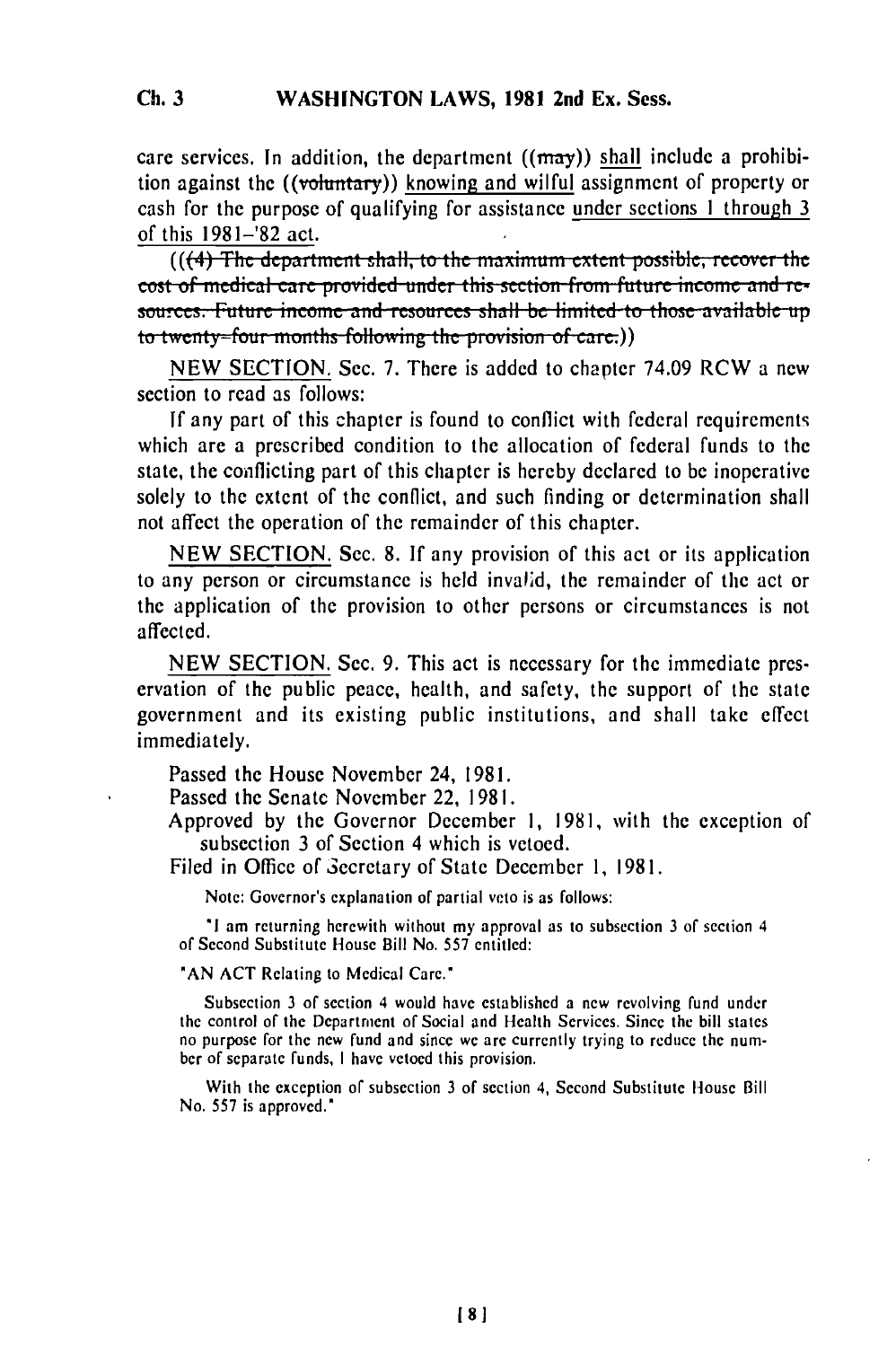care services. In addition, the department ((~~may~~)) shall include a prohibition against the ((~~voluntary~~)) knowing and wilful assignment of property or cash for the purpose of qualifying for assistance under sections 1 through 3 of this 1981–'82 act.

((~~(4) The department shall, to the maximum extent possible, recover the cost of medical care provided under this section from future income and resources. Future income and resources shall be limited to those available up to twenty-four months following the provision of care.~~))

NEW SECTION. Sec. 7. There is added to chapter 74.09 RCW a new section to read as follows:

If any part of this chapter is found to conflict with federal requirements which are a prescribed condition to the allocation of federal funds to the state, the conflicting part of this chapter is hereby declared to be inoperative solely to the extent of the conflict, and such finding or determination shall not affect the operation of the remainder of this chapter.

NEW SECTION. Sec. 8. If any provision of this act or its application to any person or circumstance is held invalid, the remainder of the act or the application of the provision to other persons or circumstances is not affected.

NEW SECTION. Sec. 9. This act is necessary for the immediate preservation of the public peace, health, and safety, the support of the state government and its existing public institutions, and shall take effect immediately.

Passed the House November 24, 1981.

Passed the Senate November 22, 1981.

Approved by the Governor December 1, 1981, with the exception of subsection 3 of Section 4 which is vetoed.

Filed in Office of Secretary of State December 1, 1981.

Note: Governor's explanation of partial veto is as follows:

"I am returning herewith without my approval as to subsection 3 of section 4 of Second Substitute House Bill No. 557 entitled:

"AN ACT Relating to Medical Care."

Subsection 3 of section 4 would have established a new revolving fund under the control of the Department of Social and Health Services. Since the bill states no purpose for the new fund and since we are currently trying to reduce the number of separate funds, I have vetoed this provision.

With the exception of subsection 3 of section 4, Second Substitute House Bill No. 557 is approved."